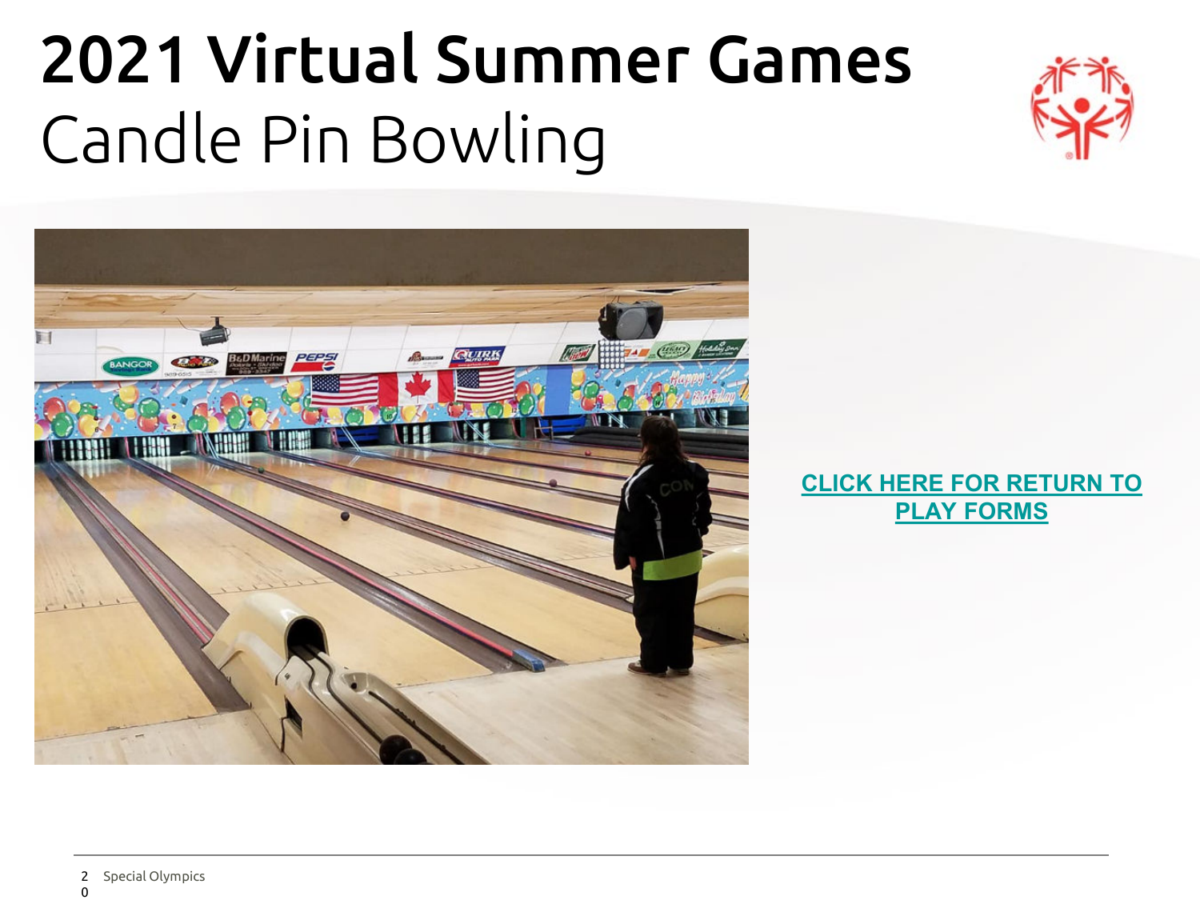# 2021 Virtual Summer Games

## Candle Pin Bowling

**CLICK HERE FOR RETURN TO PLAY FORMS**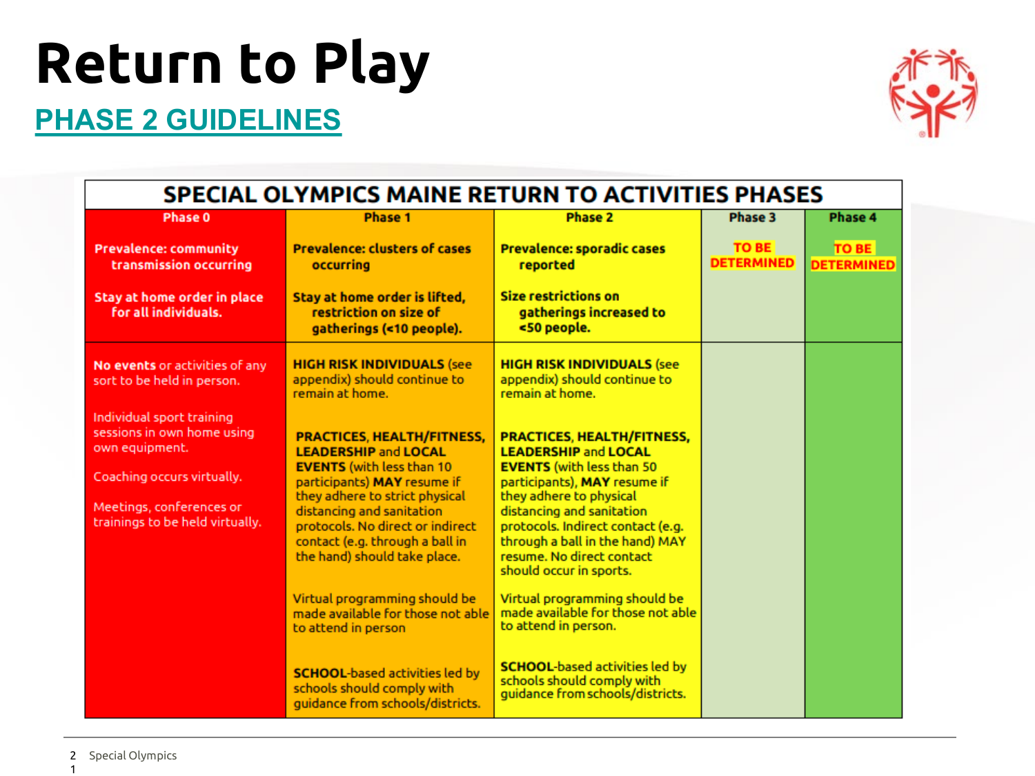# Return to Play

## PHASE 2 GUIDELINES

| SPECIAL OLYMPICS MAINE RETURN TO ACTIVITIES PHASES | | | | |
|---|---|---|---|---|
| **Phase 0** | **Phase 1** | **Phase 2** | **Phase 3** | **Phase 4** |
| **Prevalence: community transmission occurring**<br><br>**Stay at home order in place for all individuals.** | **Prevalence: clusters of cases occurring**<br><br>**Stay at home order is lifted, restriction on size of gatherings (<10 people).** | **Prevalence: sporadic cases reported**<br><br>**Size restrictions on gatherings increased to <50 people.** | **TO BE DETERMINED** | **TO BE DETERMINED** |
| **No events** or activities of any sort to be held in person.<br><br>Individual sport training sessions in own home using own equipment.<br><br>Coaching occurs virtually.<br><br>Meetings, conferences or trainings to be held virtually. | **HIGH RISK INDIVIDUALS** (see appendix) should continue to remain at home.<br><br>**PRACTICES, HEALTH/FITNESS, LEADERSHIP** and **LOCAL EVENTS** (with less than 10 participants) **MAY** resume if they adhere to strict physical distancing and sanitation protocols. No direct or indirect contact (e.g. through a ball in the hand) should take place.<br><br>Virtual programming should be made available for those not able to attend in person<br><br>**SCHOOL**-based activities led by schools should comply with guidance from schools/districts. | **HIGH RISK INDIVIDUALS** (see appendix) should continue to remain at home.<br><br>**PRACTICES, HEALTH/FITNESS, LEADERSHIP** and **LOCAL EVENTS** (with less than 50 participants), **MAY** resume if they adhere to physical distancing and sanitation protocols. Indirect contact (e.g. through a ball in the hand) MAY resume. No direct contact should occur in sports.<br><br>Virtual programming should be made available for those not able to attend in person.<br><br>**SCHOOL**-based activities led by schools should comply with guidance from schools/districts. | | |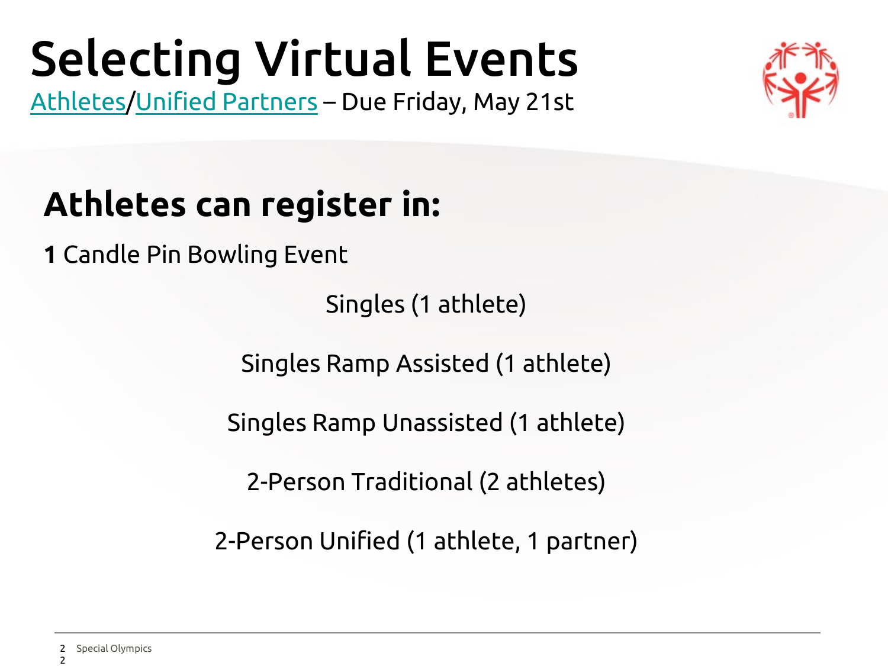# Selecting Virtual Events

[Athletes](#)/[Unified Partners](#) – Due Friday, May 21st

## Athletes can register in:

**1** Candle Pin Bowling Event

Singles (1 athlete)

Singles Ramp Assisted (1 athlete)

Singles Ramp Unassisted (1 athlete)

2-Person Traditional (2 athletes)

2-Person Unified (1 athlete, 1 partner)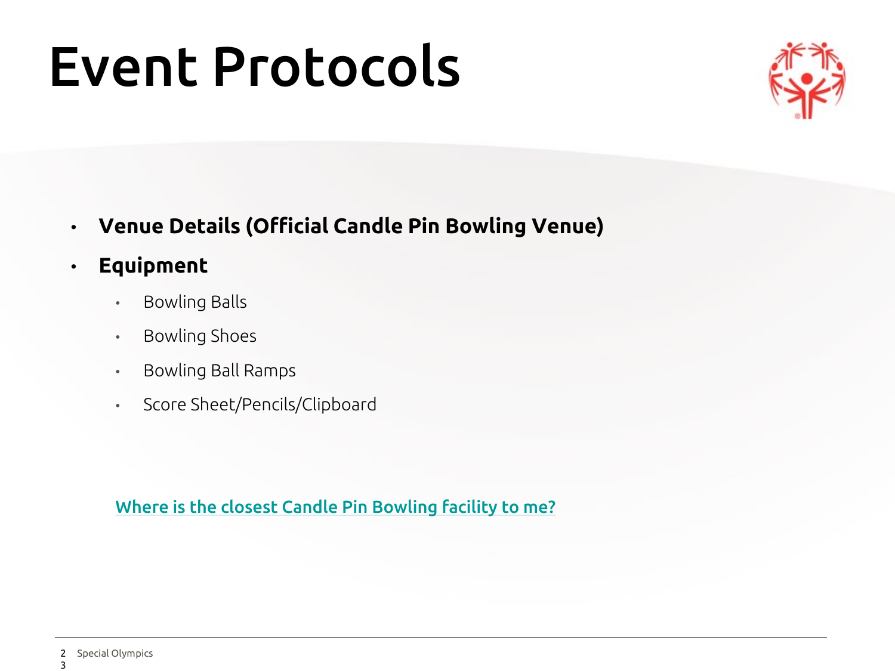# Event Protocols

- **Venue Details (Official Candle Pin Bowling Venue)**
- **Equipment**
  - Bowling Balls
  - Bowling Shoes
  - Bowling Ball Ramps
  - Score Sheet/Pencils/Clipboard

Where is the closest Candle Pin Bowling facility to me?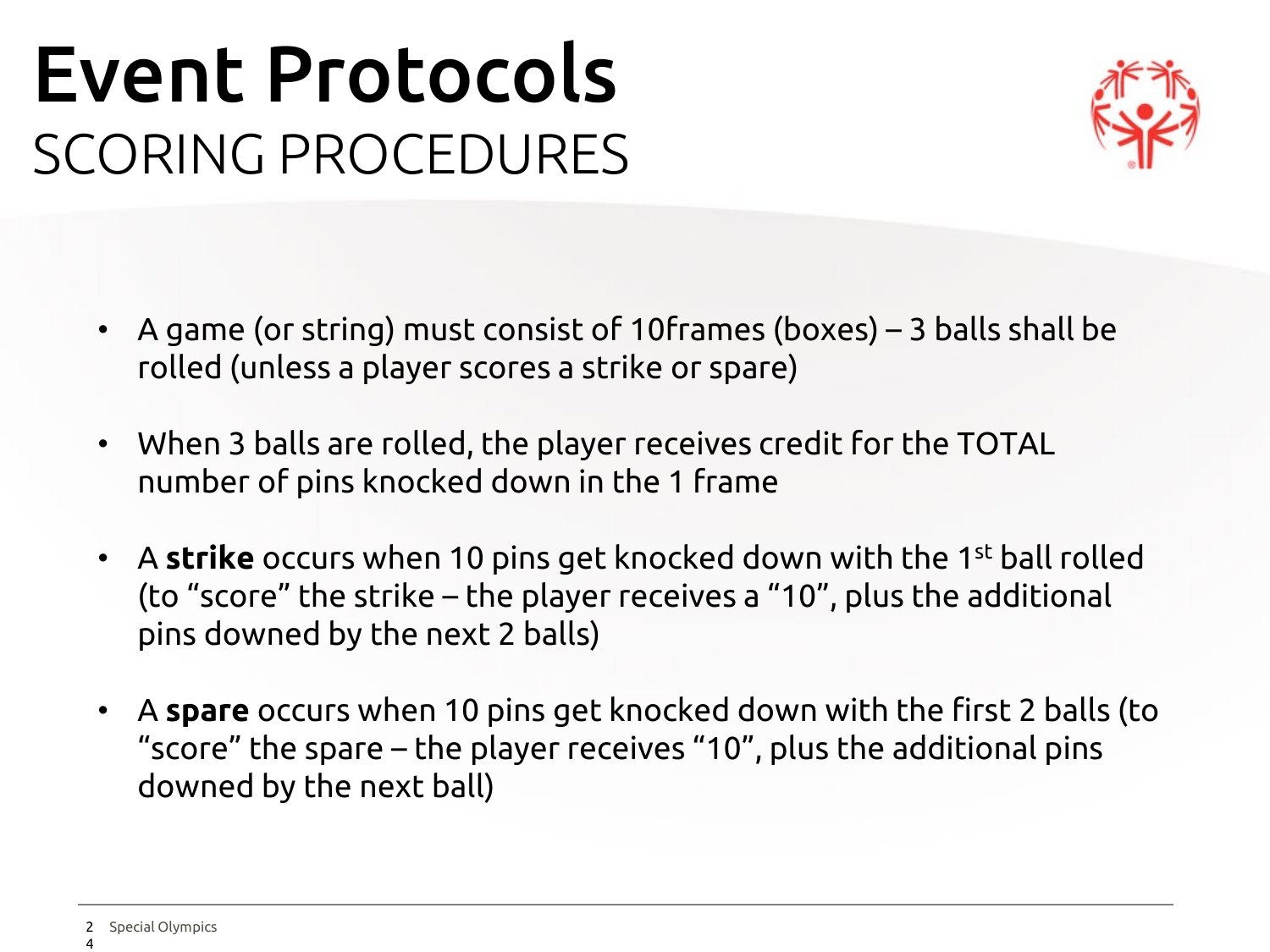# Event Protocols

## SCORING PROCEDURES

- A game (or string) must consist of 10frames (boxes) – 3 balls shall be rolled (unless a player scores a strike or spare)
- When 3 balls are rolled, the player receives credit for the TOTAL number of pins knocked down in the 1 frame
- A **strike** occurs when 10 pins get knocked down with the 1st ball rolled (to "score" the strike – the player receives a "10", plus the additional pins downed by the next 2 balls)
- A **spare** occurs when 10 pins get knocked down with the first 2 balls (to "score" the spare – the player receives "10", plus the additional pins downed by the next ball)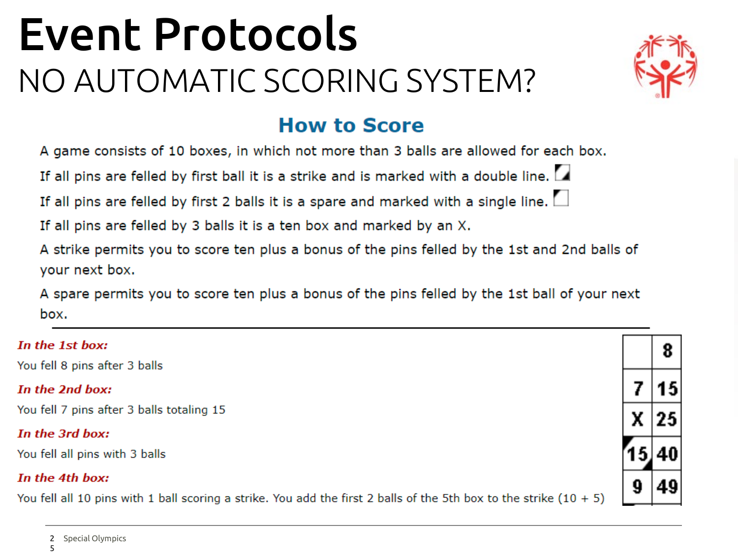# Event Protocols

## NO AUTOMATIC SCORING SYSTEM?

### How to Score

A game consists of 10 boxes, in which not more than 3 balls are allowed for each box.

If all pins are felled by first ball it is a strike and is marked with a double line.

If all pins are felled by first 2 balls it is a spare and marked with a single line.

If all pins are felled by 3 balls it is a ten box and marked by an X.

A strike permits you to score ten plus a bonus of the pins felled by the 1st and 2nd balls of your next box.

A spare permits you to score ten plus a bonus of the pins felled by the 1st ball of your next box.

***In the 1st box:***

You fell 8 pins after 3 balls

***In the 2nd box:***

You fell 7 pins after 3 balls totaling 15

***In the 3rd box:***

You fell all pins with 3 balls

***In the 4th box:***

You fell all 10 pins with 1 ball scoring a strike. You add the first 2 balls of the 5th box to the strike (10 + 5)

| | |
|---|---|
| | 8 |
| 7 | 15 |
| X | 25 |
| 15 | 40 |
| 9 | 49 |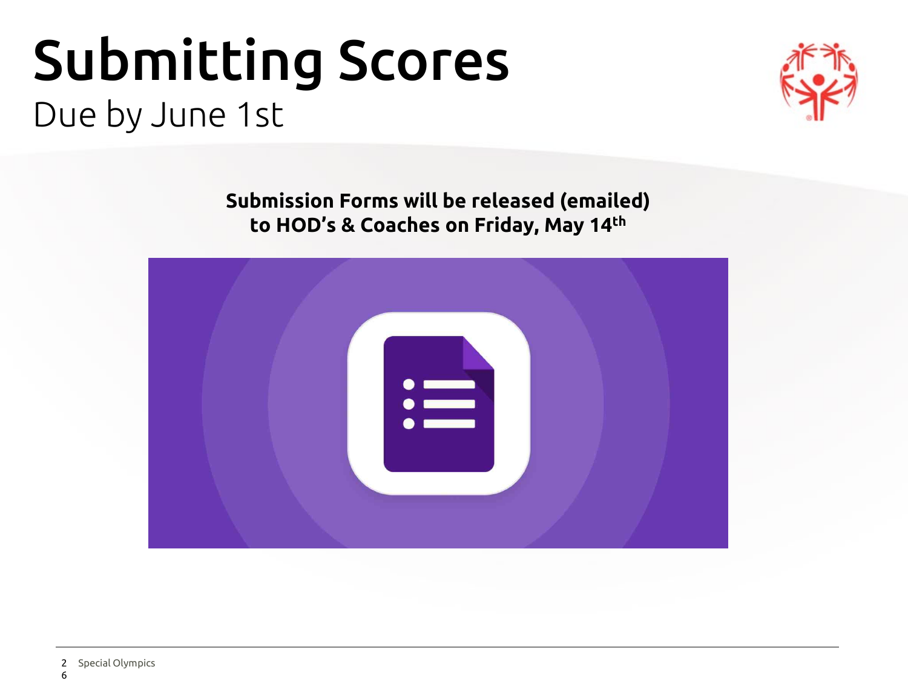# Submitting Scores

## Due by June 1st

**Submission Forms will be released (emailed) to HOD's & Coaches on Friday, May 14th**